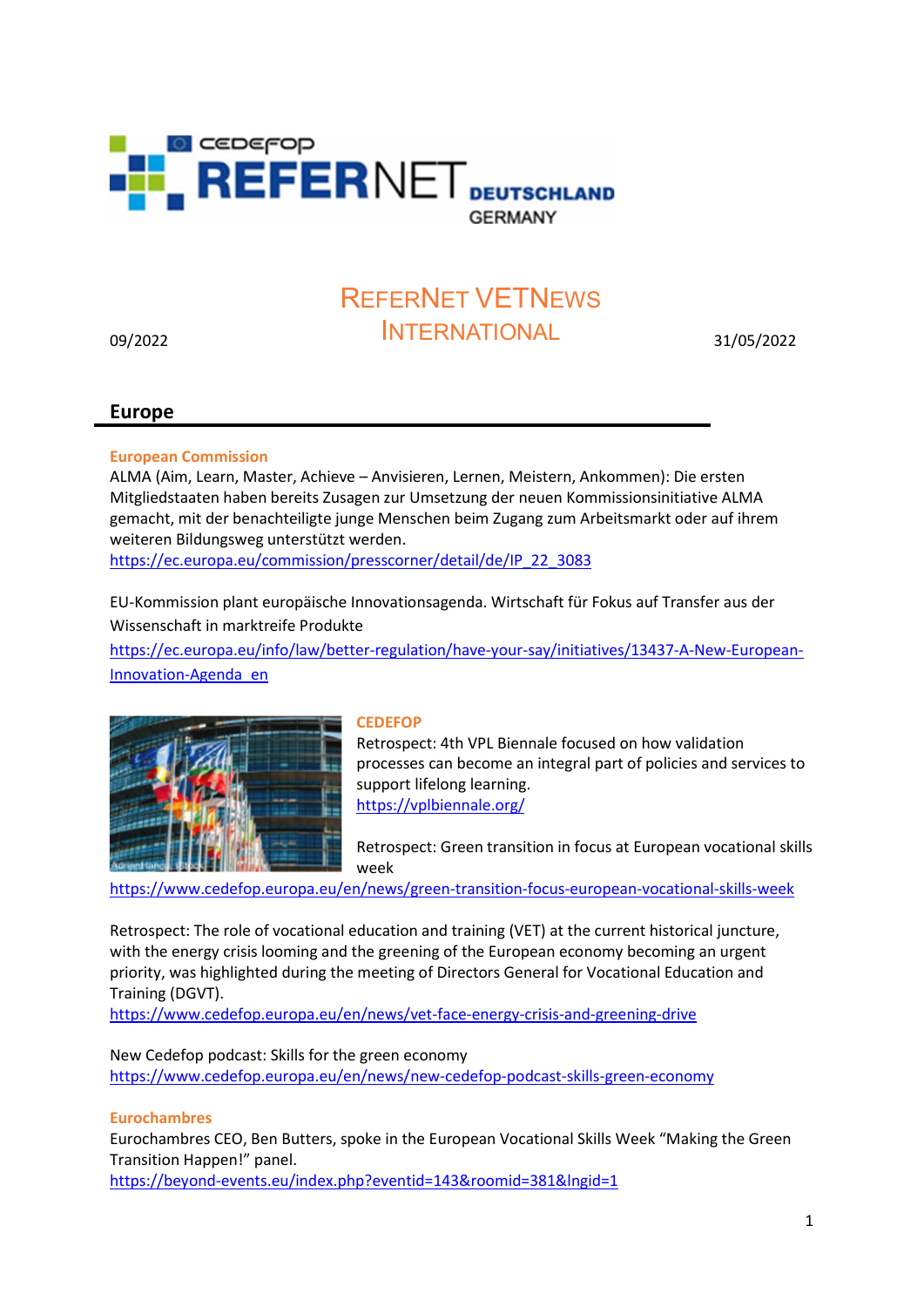# REFERNET VETNEWS INTERNATIONAL

09/2022 | 31/05/2022

## Europe

**European Commission**

ALMA (Aim, Learn, Master, Achieve – Anvisieren, Lernen, Meistern, Ankommen): Die ersten Mitgliedstaaten haben bereits Zusagen zur Umsetzung der neuen Kommissionsinitiative ALMA gemacht, mit der benachteiligte junge Menschen beim Zugang zum Arbeitsmarkt oder auf ihrem weiteren Bildungsweg unterstützt werden.
https://ec.europa.eu/commission/presscorner/detail/de/IP_22_3083

EU-Kommission plant europäische Innovationsagenda. Wirtschaft für Fokus auf Transfer aus der Wissenschaft in marktreife Produkte
https://ec.europa.eu/info/law/better-regulation/have-your-say/initiatives/13437-A-New-European-Innovation-Agenda_en

**CEDEFOP**

Retrospect: 4th VPL Biennale focused on how validation processes can become an integral part of policies and services to support lifelong learning.
https://vplbiennale.org/

Retrospect: Green transition in focus at European vocational skills week
https://www.cedefop.europa.eu/en/news/green-transition-focus-european-vocational-skills-week

Retrospect: The role of vocational education and training (VET) at the current historical juncture, with the energy crisis looming and the greening of the European economy becoming an urgent priority, was highlighted during the meeting of Directors General for Vocational Education and Training (DGVT).
https://www.cedefop.europa.eu/en/news/vet-face-energy-crisis-and-greening-drive

New Cedefop podcast: Skills for the green economy
https://www.cedefop.europa.eu/en/news/new-cedefop-podcast-skills-green-economy

**Eurochambres**

Eurochambres CEO, Ben Butters, spoke in the European Vocational Skills Week "Making the Green Transition Happen!" panel.
https://beyond-events.eu/index.php?eventid=143&roomid=381&lngid=1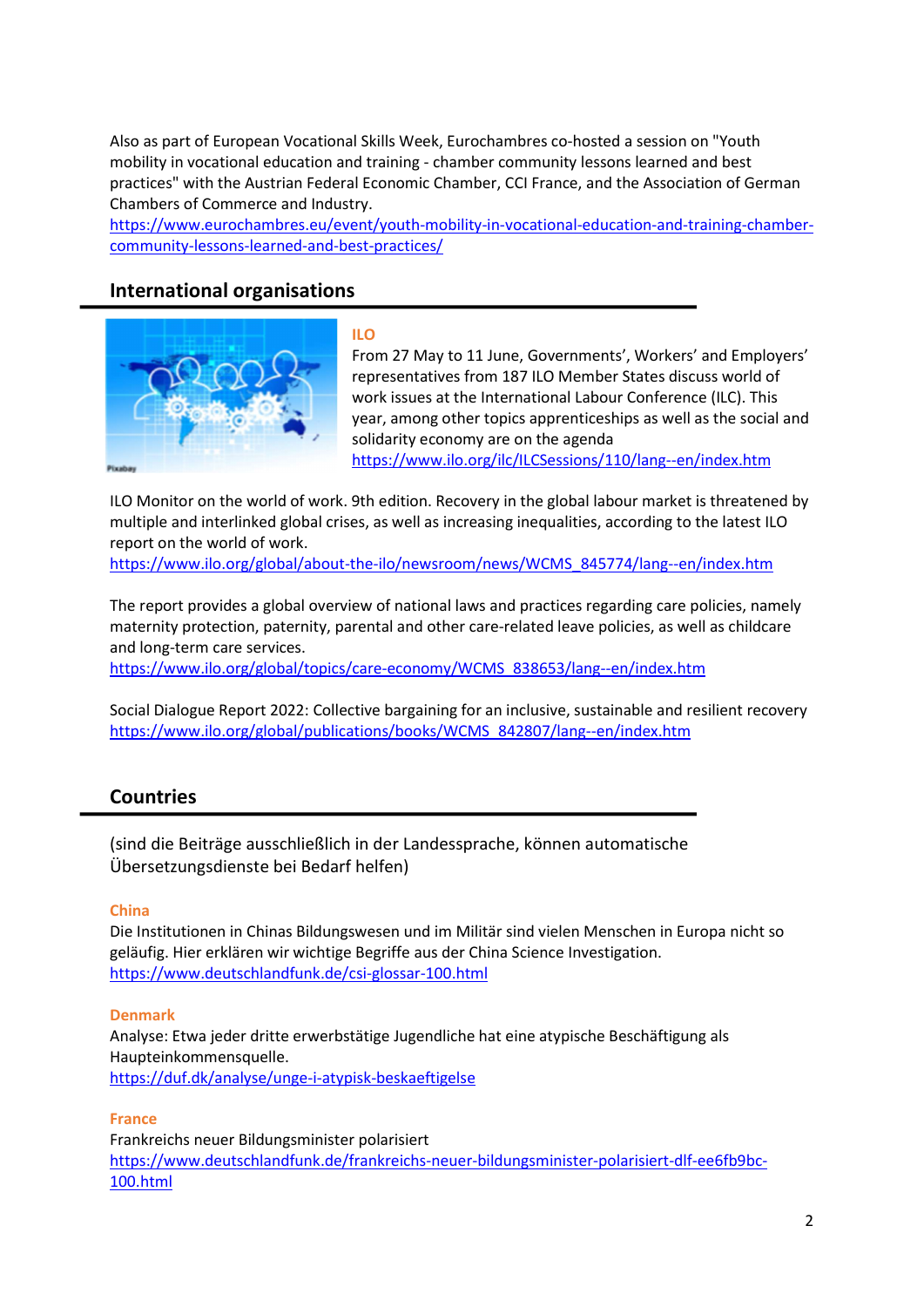Also as part of European Vocational Skills Week, Eurochambres co-hosted a session on "Youth mobility in vocational education and training - chamber community lessons learned and best practices" with the Austrian Federal Economic Chamber, CCI France, and the Association of German Chambers of Commerce and Industry.
https://www.eurochambres.eu/event/youth-mobility-in-vocational-education-and-training-chamber-community-lessons-learned-and-best-practices/

## International organisations

### ILO

From 27 May to 11 June, Governments', Workers' and Employers' representatives from 187 ILO Member States discuss world of work issues at the International Labour Conference (ILC). This year, among other topics apprenticeships as well as the social and solidarity economy are on the agenda
https://www.ilo.org/ilc/ILCSessions/110/lang--en/index.htm

ILO Monitor on the world of work. 9th edition. Recovery in the global labour market is threatened by multiple and interlinked global crises, as well as increasing inequalities, according to the latest ILO report on the world of work.
https://www.ilo.org/global/about-the-ilo/newsroom/news/WCMS_845774/lang--en/index.htm

The report provides a global overview of national laws and practices regarding care policies, namely maternity protection, paternity, parental and other care-related leave policies, as well as childcare and long-term care services.
https://www.ilo.org/global/topics/care-economy/WCMS_838653/lang--en/index.htm

Social Dialogue Report 2022: Collective bargaining for an inclusive, sustainable and resilient recovery
https://www.ilo.org/global/publications/books/WCMS_842807/lang--en/index.htm

## Countries

(sind die Beiträge ausschließlich in der Landessprache, können automatische Übersetzungsdienste bei Bedarf helfen)

### China

Die Institutionen in Chinas Bildungswesen und im Militär sind vielen Menschen in Europa nicht so geläufig. Hier erklären wir wichtige Begriffe aus der China Science Investigation.
https://www.deutschlandfunk.de/csi-glossar-100.html

### Denmark

Analyse: Etwa jeder dritte erwerbstätige Jugendliche hat eine atypische Beschäftigung als Haupteinkommensquelle.
https://duf.dk/analyse/unge-i-atypisk-beskaeftigelse

### France

Frankreichs neuer Bildungsminister polarisiert
https://www.deutschlandfunk.de/frankreichs-neuer-bildungsminister-polarisiert-dlf-ee6fb9bc-100.html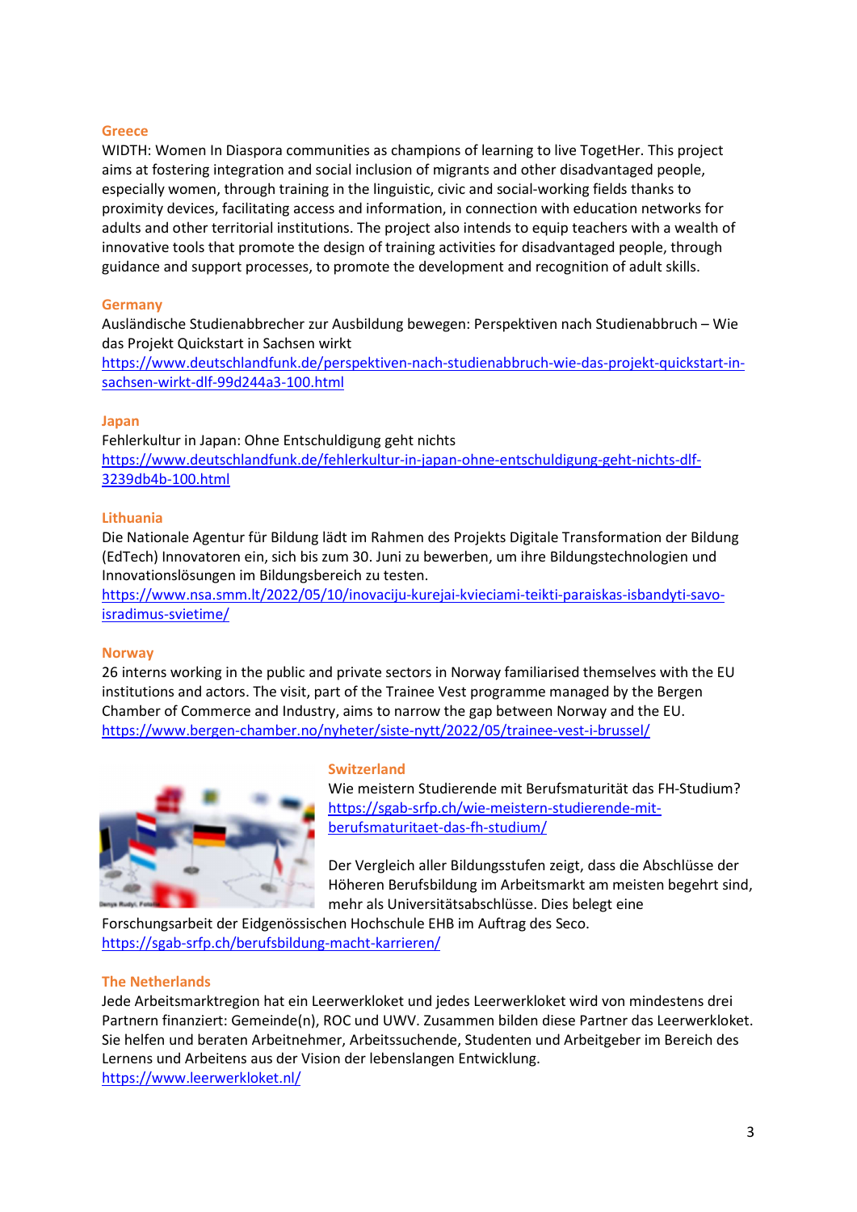### Greece

WIDTH: Women In Diaspora communities as champions of learning to live TogetHer. This project aims at fostering integration and social inclusion of migrants and other disadvantaged people, especially women, through training in the linguistic, civic and social-working fields thanks to proximity devices, facilitating access and information, in connection with education networks for adults and other territorial institutions. The project also intends to equip teachers with a wealth of innovative tools that promote the design of training activities for disadvantaged people, through guidance and support processes, to promote the development and recognition of adult skills.

### Germany

Ausländische Studienabbrecher zur Ausbildung bewegen: Perspektiven nach Studienabbruch – Wie das Projekt Quickstart in Sachsen wirkt
https://www.deutschlandfunk.de/perspektiven-nach-studienabbruch-wie-das-projekt-quickstart-in-sachsen-wirkt-dlf-99d244a3-100.html

### Japan

Fehlerkultur in Japan: Ohne Entschuldigung geht nichts
https://www.deutschlandfunk.de/fehlerkultur-in-japan-ohne-entschuldigung-geht-nichts-dlf-3239db4b-100.html

### Lithuania

Die Nationale Agentur für Bildung lädt im Rahmen des Projekts Digitale Transformation der Bildung (EdTech) Innovatoren ein, sich bis zum 30. Juni zu bewerben, um ihre Bildungstechnologien und Innovationslösungen im Bildungsbereich zu testen.
https://www.nsa.smm.lt/2022/05/10/inovaciju-kurejai-kvieciami-teikti-paraiskas-isbandyti-savo-isradimus-svietime/

### Norway

26 interns working in the public and private sectors in Norway familiarised themselves with the EU institutions and actors. The visit, part of the Trainee Vest programme managed by the Bergen Chamber of Commerce and Industry, aims to narrow the gap between Norway and the EU.
https://www.bergen-chamber.no/nyheter/siste-nytt/2022/05/trainee-vest-i-brussel/

### Switzerland

Wie meistern Studierende mit Berufsmaturität das FH-Studium?
https://sgab-srfp.ch/wie-meistern-studierende-mit-berufsmaturitaet-das-fh-studium/

Der Vergleich aller Bildungsstufen zeigt, dass die Abschlüsse der Höheren Berufsbildung im Arbeitsmarkt am meisten begehrt sind, mehr als Universitätsabschlüsse. Dies belegt eine Forschungsarbeit der Eidgenössischen Hochschule EHB im Auftrag des Seco.
https://sgab-srfp.ch/berufsbildung-macht-karrieren/

### The Netherlands

Jede Arbeitsmarktregion hat ein Leerwerkloket und jedes Leerwerkloket wird von mindestens drei Partnern finanziert: Gemeinde(n), ROC und UWV. Zusammen bilden diese Partner das Leerwerkloket. Sie helfen und beraten Arbeitnehmer, Arbeitssuchende, Studenten und Arbeitgeber im Bereich des Lernens und Arbeitens aus der Vision der lebenslangen Entwicklung.
https://www.leerwerkloket.nl/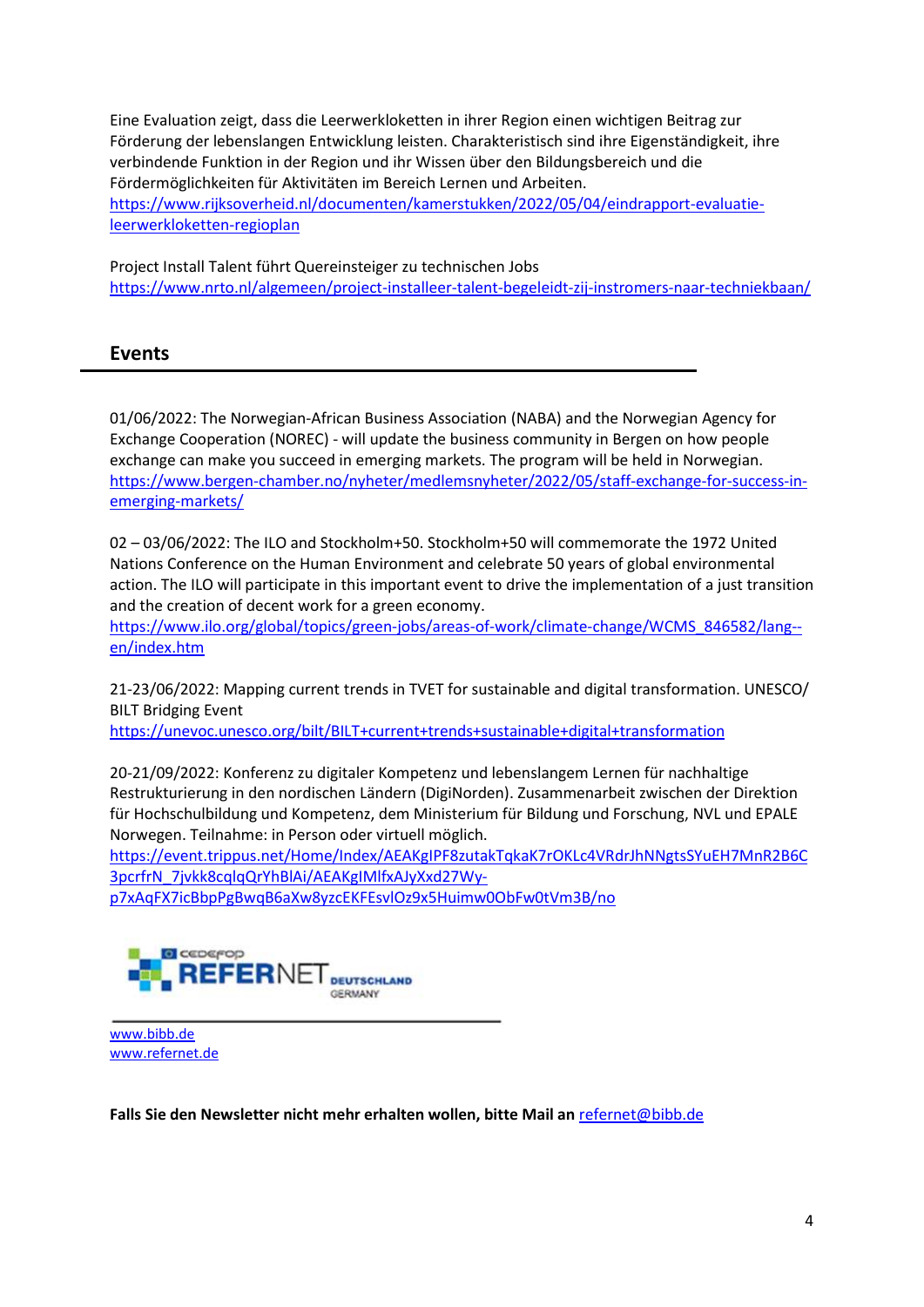Eine Evaluation zeigt, dass die Leerwerkloketten in ihrer Region einen wichtigen Beitrag zur Förderung der lebenslangen Entwicklung leisten. Charakteristisch sind ihre Eigenständigkeit, ihre verbindende Funktion in der Region und ihr Wissen über den Bildungsbereich und die Fördermöglichkeiten für Aktivitäten im Bereich Lernen und Arbeiten.
https://www.rijksoverheid.nl/documenten/kamerstukken/2022/05/04/eindrapport-evaluatie-leerwerkloketten-regioplan

Project Install Talent führt Quereinsteiger zu technischen Jobs
https://www.nrto.nl/algemeen/project-installeer-talent-begeleidt-zij-instromers-naar-techniekbaan/

## Events

01/06/2022: The Norwegian-African Business Association (NABA) and the Norwegian Agency for Exchange Cooperation (NOREC) - will update the business community in Bergen on how people exchange can make you succeed in emerging markets. The program will be held in Norwegian.
https://www.bergen-chamber.no/nyheter/medlemsnyheter/2022/05/staff-exchange-for-success-in-emerging-markets/

02 – 03/06/2022: The ILO and Stockholm+50. Stockholm+50 will commemorate the 1972 United Nations Conference on the Human Environment and celebrate 50 years of global environmental action. The ILO will participate in this important event to drive the implementation of a just transition and the creation of decent work for a green economy.
https://www.ilo.org/global/topics/green-jobs/areas-of-work/climate-change/WCMS_846582/lang--en/index.htm

21-23/06/2022: Mapping current trends in TVET for sustainable and digital transformation. UNESCO/ BILT Bridging Event
https://unevoc.unesco.org/bilt/BILT+current+trends+sustainable+digital+transformation

20-21/09/2022: Konferenz zu digitaler Kompetenz und lebenslangem Lernen für nachhaltige Restrukturierung in den nordischen Ländern (DigiNorden). Zusammenarbeit zwischen der Direktion für Hochschulbildung und Kompetenz, dem Ministerium für Bildung und Forschung, NVL und EPALE Norwegen. Teilnahme: in Person oder virtuell möglich.
https://event.trippus.net/Home/Index/AEAKgIPF8zutakTqkaK7rOKLc4VRdrJhNNgtsSYuEH7MnR2B6C3pcrfrN_7jvkk8cqlqQrYhBlAi/AEAKgIMlfxAJyXxd27Wy-p7xAqFX7icBbpPgBwqB6aXw8yzcEKFEsvlOz9x5Huimw0ObFw0tVm3B/no

CEDEFOP REFERNET DEUTSCHLAND GERMANY

www.bibb.de
www.refernet.de

**Falls Sie den Newsletter nicht mehr erhalten wollen, bitte Mail an** refernet@bibb.de